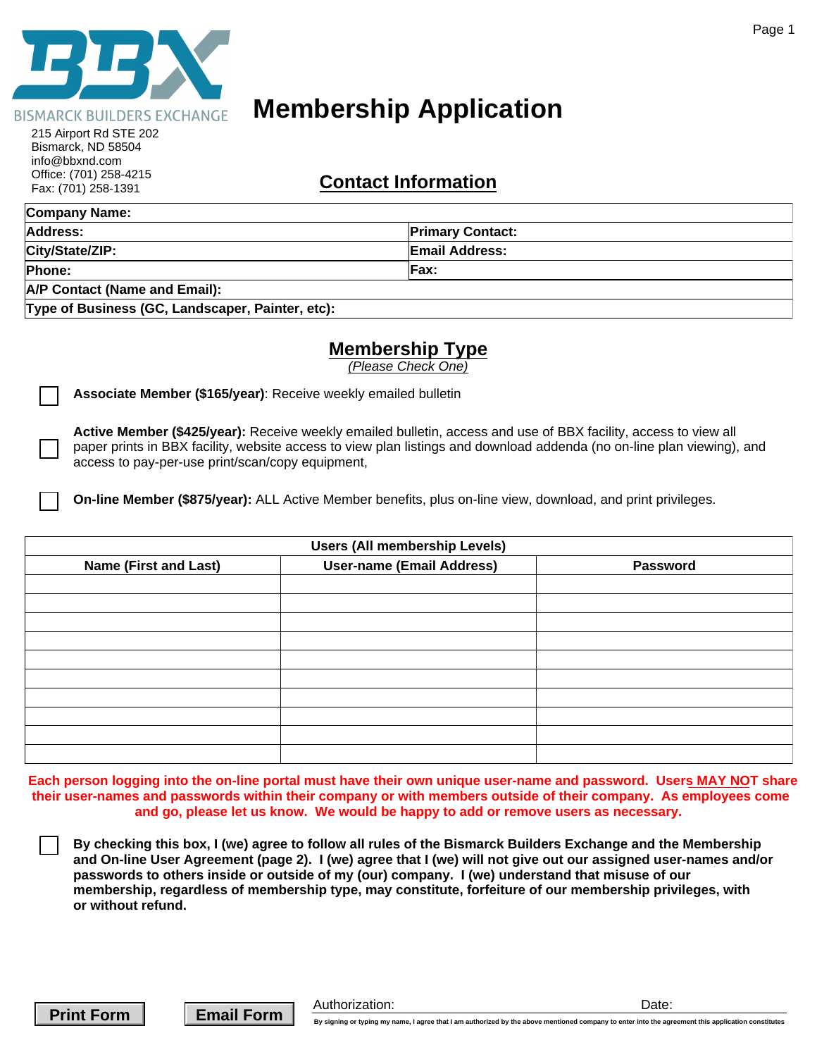BISMARCK BUILDERS EXCHANGE

215 Airport Rd STE 202
Bismarck, ND 58504
info@bbxnd.com
Office: (701) 258-4215
Fax: (701) 258-1391

# Membership Application

## Contact Information

| | |
|---|---|
| **Company Name:** | |
| **Address:** | **Primary Contact:** |
| **City/State/ZIP:** | **Email Address:** |
| **Phone:** | **Fax:** |
| **A/P Contact (Name and Email):** | |
| **Type of Business (GC, Landscaper, Painter, etc):** | |

## Membership Type

*(Please Check One)*

☐ **Associate Member ($165/year)**: Receive weekly emailed bulletin

☐ **Active Member ($425/year):** Receive weekly emailed bulletin, access and use of BBX facility, access to view all paper prints in BBX facility, website access to view plan listings and download addenda (no on-line plan viewing), and access to pay-per-use print/scan/copy equipment,

☐ **On-line Member ($875/year):** ALL Active Member benefits, plus on-line view, download, and print privileges.

| Users (All membership Levels) | | |
|---|---|---|
| **Name (First and Last)** | **User-name (Email Address)** | **Password** |
| | | |
| | | |
| | | |
| | | |
| | | |
| | | |
| | | |
| | | |
| | | |
| | | |

**Each person logging into the on-line portal must have their own unique user-name and password. Users MAY NOT share their user-names and passwords within their company or with members outside of their company. As employees come and go, please let us know. We would be happy to add or remove users as necessary.**

☐ **By checking this box, I (we) agree to follow all rules of the Bismarck Builders Exchange and the Membership and On-line User Agreement (page 2). I (we) agree that I (we) will not give out our assigned user-names and/or passwords to others inside or outside of my (our) company. I (we) understand that misuse of our membership, regardless of membership type, may constitute, forfeiture of our membership privileges, with or without refund.**

Print Form | Email Form

Authorization: ______________________ Date: ____________

By signing or typing my name, I agree that I am authorized by the above mentioned company to enter into the agreement this application constitutes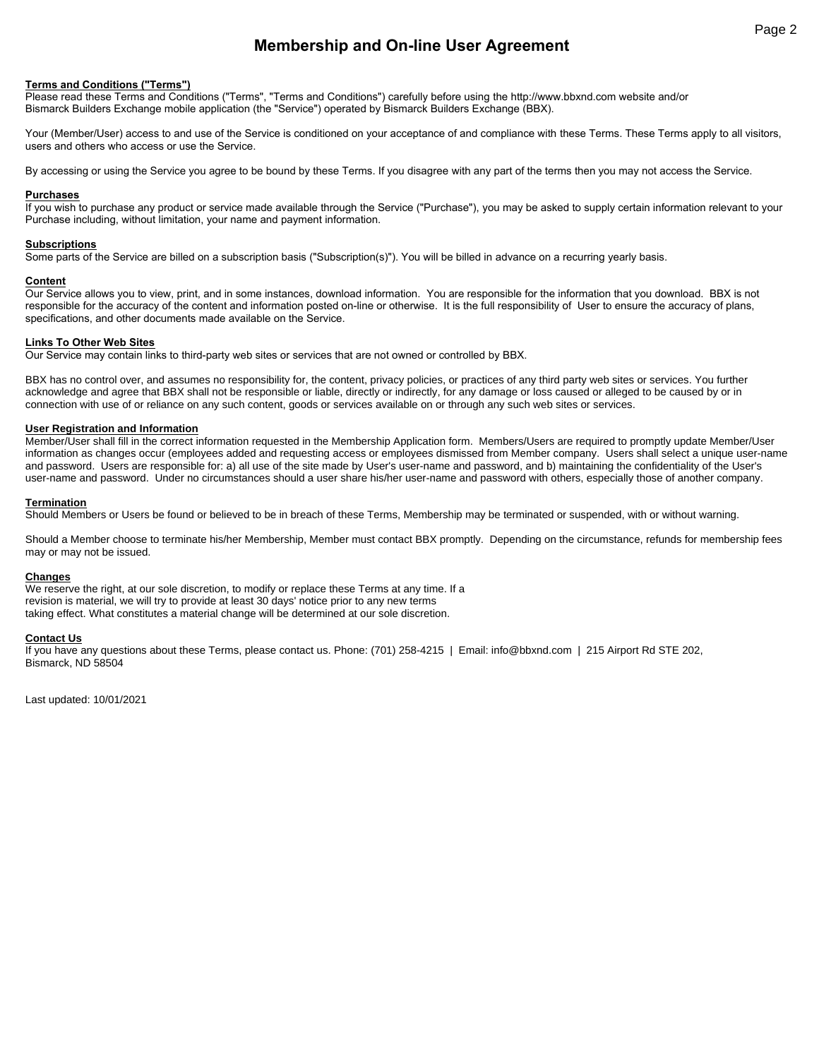# Membership and On-line User Agreement

**Terms and Conditions ("Terms")**

Please read these Terms and Conditions ("Terms", "Terms and Conditions") carefully before using the http://www.bbxnd.com website and/or Bismarck Builders Exchange mobile application (the "Service") operated by Bismarck Builders Exchange (BBX).

Your (Member/User) access to and use of the Service is conditioned on your acceptance of and compliance with these Terms. These Terms apply to all visitors, users and others who access or use the Service.

By accessing or using the Service you agree to be bound by these Terms. If you disagree with any part of the terms then you may not access the Service.

**Purchases**

If you wish to purchase any product or service made available through the Service ("Purchase"), you may be asked to supply certain information relevant to your Purchase including, without limitation, your name and payment information.

**Subscriptions**

Some parts of the Service are billed on a subscription basis ("Subscription(s)"). You will be billed in advance on a recurring yearly basis.

**Content**

Our Service allows you to view, print, and in some instances, download information. You are responsible for the information that you download. BBX is not responsible for the accuracy of the content and information posted on-line or otherwise. It is the full responsibility of User to ensure the accuracy of plans, specifications, and other documents made available on the Service.

**Links To Other Web Sites**

Our Service may contain links to third-party web sites or services that are not owned or controlled by BBX.

BBX has no control over, and assumes no responsibility for, the content, privacy policies, or practices of any third party web sites or services. You further acknowledge and agree that BBX shall not be responsible or liable, directly or indirectly, for any damage or loss caused or alleged to be caused by or in connection with use of or reliance on any such content, goods or services available on or through any such web sites or services.

**User Registration and Information**

Member/User shall fill in the correct information requested in the Membership Application form. Members/Users are required to promptly update Member/User information as changes occur (employees added and requesting access or employees dismissed from Member company. Users shall select a unique user-name and password. Users are responsible for: a) all use of the site made by User's user-name and password, and b) maintaining the confidentiality of the User's user-name and password. Under no circumstances should a user share his/her user-name and password with others, especially those of another company.

**Termination**

Should Members or Users be found or believed to be in breach of these Terms, Membership may be terminated or suspended, with or without warning.

Should a Member choose to terminate his/her Membership, Member must contact BBX promptly. Depending on the circumstance, refunds for membership fees may or may not be issued.

**Changes**

We reserve the right, at our sole discretion, to modify or replace these Terms at any time. If a revision is material, we will try to provide at least 30 days' notice prior to any new terms taking effect. What constitutes a material change will be determined at our sole discretion.

**Contact Us**

If you have any questions about these Terms, please contact us. Phone: (701) 258-4215 | Email: info@bbxnd.com | 215 Airport Rd STE 202, Bismarck, ND 58504

Last updated: 10/01/2021